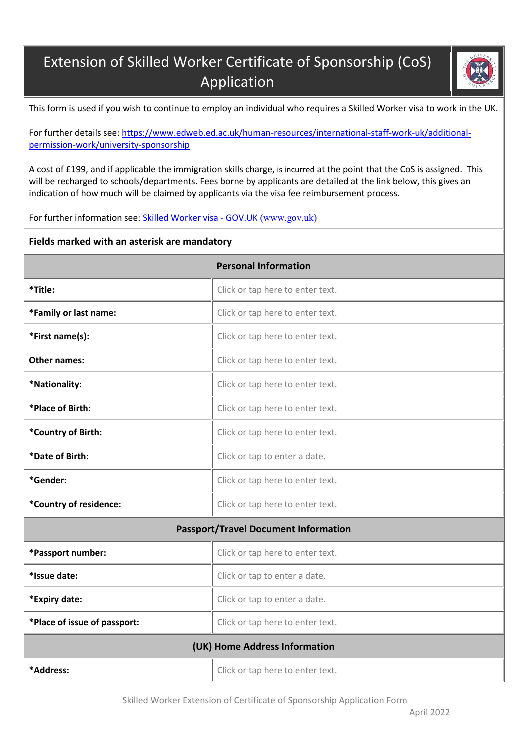# Extension of Skilled Worker Certificate of Sponsorship (CoS) Application

This form is used if you wish to continue to employ an individual who requires a Skilled Worker visa to work in the UK.

For further details see: [https://www.edweb.ed.ac.uk/human-resources/international-staff-work-uk/additional-permission-work/university-sponsorship](https://www.edweb.ed.ac.uk/human-resources/international-staff-work-uk/additional-permission-work/university-sponsorship)

A cost of £199, and if applicable the immigration skills charge, is incurred at the point that the CoS is assigned. This will be recharged to schools/departments. Fees borne by applicants are detailed at the link below, this gives an indication of how much will be claimed by applicants via the visa fee reimbursement process.

For further information see: [Skilled Worker visa - GOV.UK (www.gov.uk)](https://www.gov.uk)

**Fields marked with an asterisk are mandatory**

| **Personal Information** | |
|---|---|
| **\*Title:** | Click or tap here to enter text. |
| **\*Family or last name:** | Click or tap here to enter text. |
| **\*First name(s):** | Click or tap here to enter text. |
| **Other names:** | Click or tap here to enter text. |
| **\*Nationality:** | Click or tap here to enter text. |
| **\*Place of Birth:** | Click or tap here to enter text. |
| **\*Country of Birth:** | Click or tap here to enter text. |
| **\*Date of Birth:** | Click or tap to enter a date. |
| **\*Gender:** | Click or tap here to enter text. |
| **\*Country of residence:** | Click or tap here to enter text. |
| **Passport/Travel Document Information** | |
| **\*Passport number:** | Click or tap here to enter text. |
| **\*Issue date:** | Click or tap to enter a date. |
| **\*Expiry date:** | Click or tap to enter a date. |
| **\*Place of issue of passport:** | Click or tap here to enter text. |
| **(UK) Home Address Information** | |
| **\*Address:** | Click or tap here to enter text. |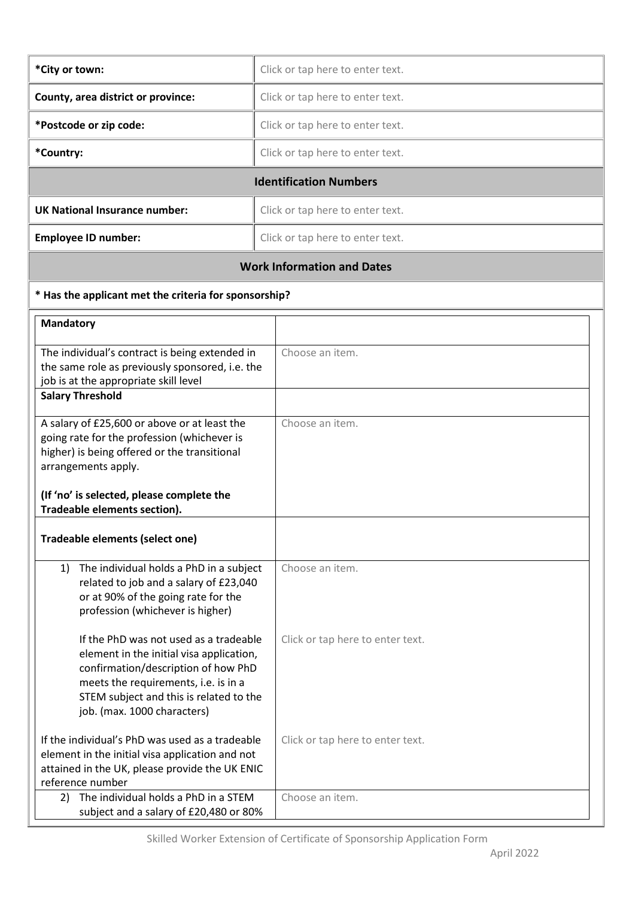| | |
|---|---|
| ***City or town:** | Click or tap here to enter text. |
| **County, area district or province:** | Click or tap here to enter text. |
| ***Postcode or zip code:** | Click or tap here to enter text. |
| ***Country:** | Click or tap here to enter text. |

### Identification Numbers

| | |
|---|---|
| **UK National Insurance number:** | Click or tap here to enter text. |
| **Employee ID number:** | Click or tap here to enter text. |

### Work Information and Dates

**\* Has the applicant met the criteria for sponsorship?**

| **Mandatory** | |
|---|---|
| The individual's contract is being extended in the same role as previously sponsored, i.e. the job is at the appropriate skill level | Choose an item. |
| **Salary Threshold** | |
| A salary of £25,600 or above or at least the going rate for the profession (whichever is higher) is being offered or the transitional arrangements apply.<br><br>**(If 'no' is selected, please complete the Tradeable elements section).** | Choose an item. |
| **Tradeable elements (select one)** | |
| 1) The individual holds a PhD in a subject related to job and a salary of £23,040 or at 90% of the going rate for the profession (whichever is higher) | Choose an item. |
| If the PhD was not used as a tradeable element in the initial visa application, confirmation/description of how PhD meets the requirements, i.e. is in a STEM subject and this is related to the job. (max. 1000 characters) | Click or tap here to enter text. |
| If the individual's PhD was used as a tradeable element in the initial visa application and not attained in the UK, please provide the UK ENIC reference number | Click or tap here to enter text. |
| 2) The individual holds a PhD in a STEM subject and a salary of £20,480 or 80% | Choose an item. |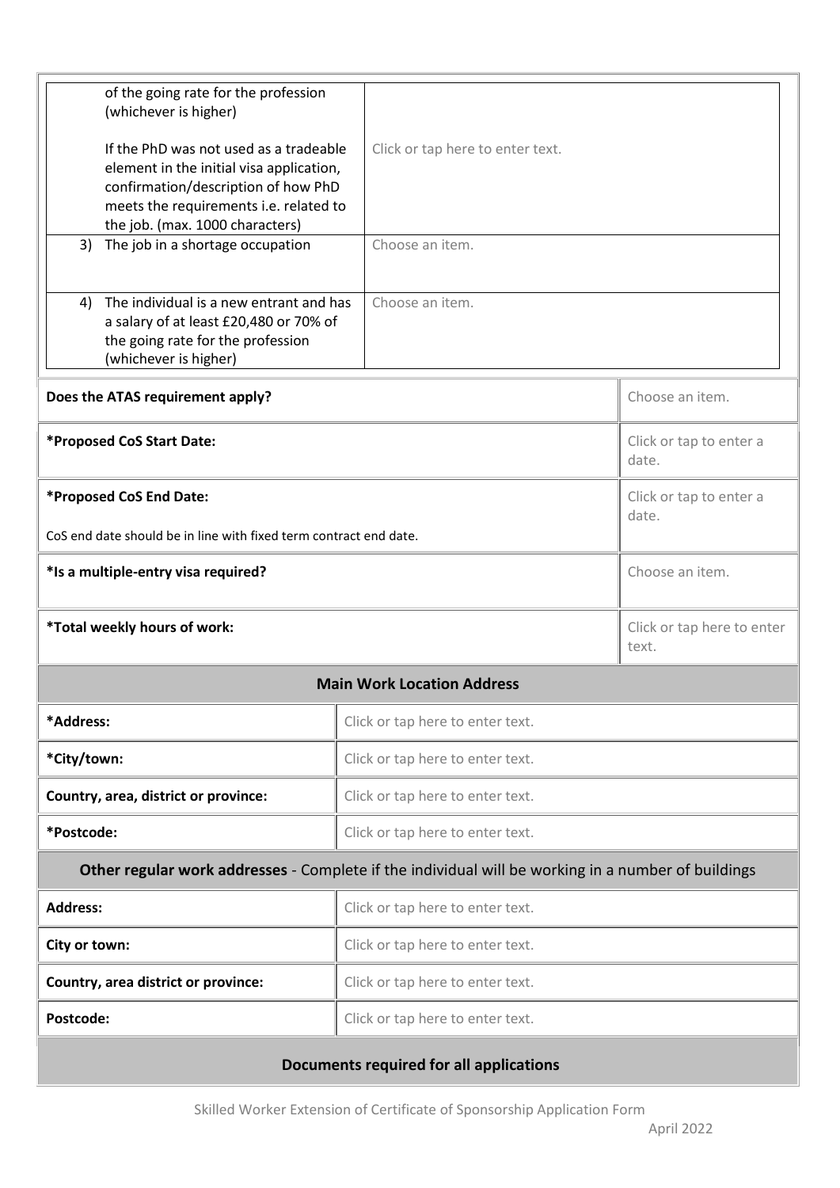| | |
|---|---|
| of the going rate for the profession (whichever is higher)<br><br>If the PhD was not used as a tradeable element in the initial visa application, confirmation/description of how PhD meets the requirements i.e. related to the job. (max. 1000 characters) | Click or tap here to enter text. |
| 3) The job in a shortage occupation | Choose an item. |
| 4) The individual is a new entrant and has a salary of at least £20,480 or 70% of the going rate for the profession (whichever is higher) | Choose an item. |

| | |
|---|---|
| **Does the ATAS requirement apply?** | Choose an item. |
| **\*Proposed CoS Start Date:** | Click or tap to enter a date. |
| **\*Proposed CoS End Date:**<br><br>CoS end date should be in line with fixed term contract end date. | Click or tap to enter a date. |
| **\*Is a multiple-entry visa required?** | Choose an item. |
| **\*Total weekly hours of work:** | Click or tap here to enter text. |

| **Main Work Location Address** | |
|---|---|
| **\*Address:** | Click or tap here to enter text. |
| **\*City/town:** | Click or tap here to enter text. |
| **Country, area, district or province:** | Click or tap here to enter text. |
| **\*Postcode:** | Click or tap here to enter text. |

| **Other regular work addresses** - Complete if the individual will be working in a number of buildings | |
|---|---|
| **Address:** | Click or tap here to enter text. |
| **City or town:** | Click or tap here to enter text. |
| **Country, area district or province:** | Click or tap here to enter text. |
| **Postcode:** | Click or tap here to enter text. |

**Documents required for all applications**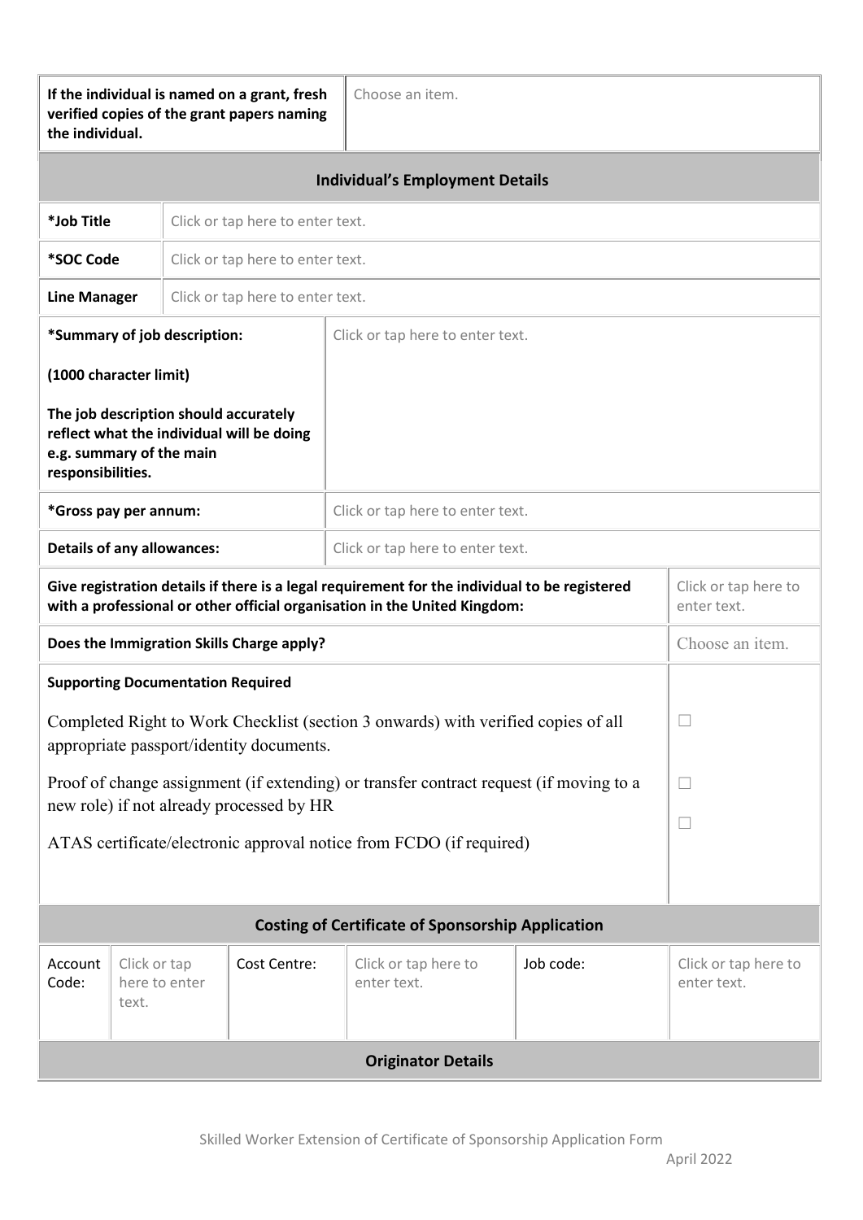| **If the individual is named on a grant, fresh verified copies of the grant papers naming the individual.** | Choose an item. |
|---|---|

## Individual's Employment Details

| | |
|---|---|
| ***Job Title** | Click or tap here to enter text. |
| ***SOC Code** | Click or tap here to enter text. |
| **Line Manager** | Click or tap here to enter text. |
| ***Summary of job description:** **(1000 character limit)** **The job description should accurately reflect what the individual will be doing e.g. summary of the main responsibilities.** | Click or tap here to enter text. |
| ***Gross pay per annum:** | Click or tap here to enter text. |
| **Details of any allowances:** | Click or tap here to enter text. |
| **Give registration details if there is a legal requirement for the individual to be registered with a professional or other official organisation in the United Kingdom:** | Click or tap here to enter text. |
| **Does the Immigration Skills Charge apply?** | Choose an item. |

| **Supporting Documentation Required** | |
|---|---|
| Completed Right to Work Checklist (section 3 onwards) with verified copies of all appropriate passport/identity documents. | ☐ |
| Proof of change assignment (if extending) or transfer contract request (if moving to a new role) if not already processed by HR | ☐ |
| ATAS certificate/electronic approval notice from FCDO (if required) | ☐ |

## Costing of Certificate of Sponsorship Application

| Account Code: | Click or tap here to enter text. | Cost Centre: | Click or tap here to enter text. | Job code: | Click or tap here to enter text. |
|---|---|---|---|---|---|

## Originator Details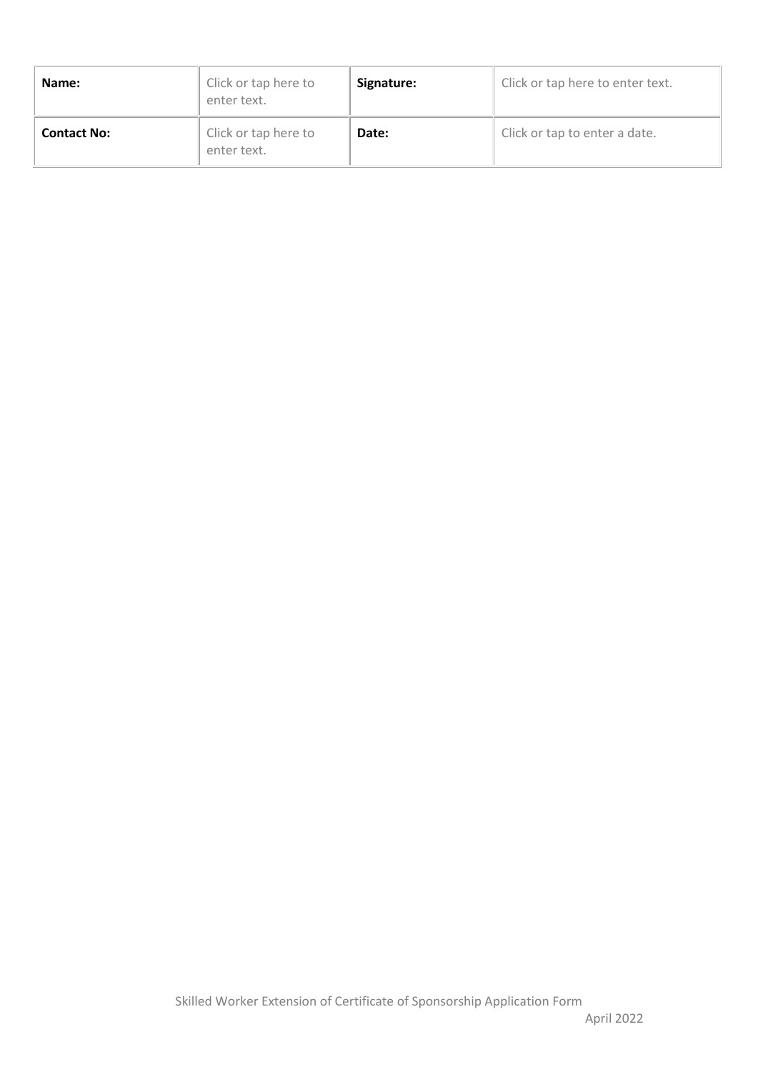| | | | |
|---|---|---|---|
| **Name:** | Click or tap here to enter text. | **Signature:** | Click or tap here to enter text. |
| **Contact No:** | Click or tap here to enter text. | **Date:** | Click or tap to enter a date. |